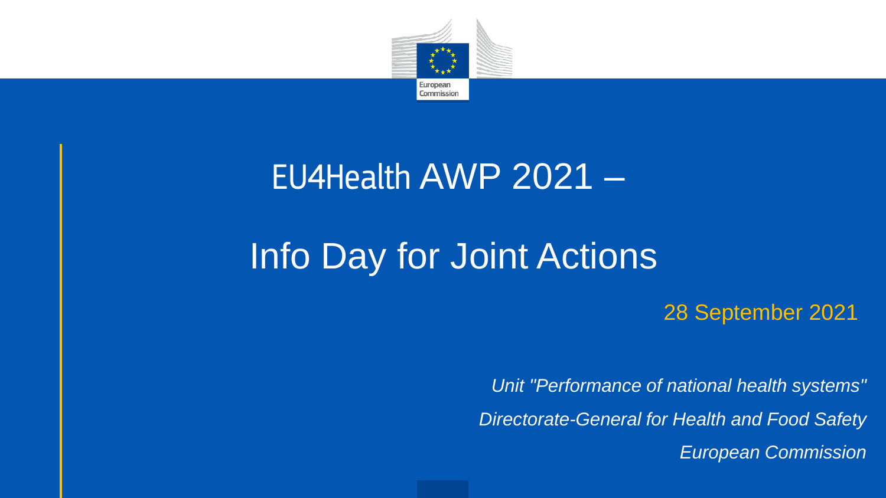European Commission

# EU4Health AWP 2021 –

# Info Day for Joint Actions

28 September 2021

*Unit "Performance of national health systems"*

*Directorate-General for Health and Food Safety*

*European Commission*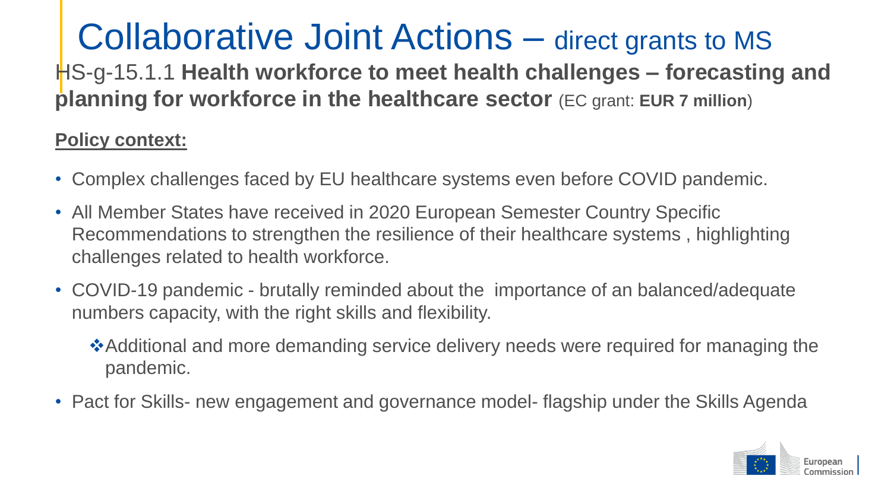# Collaborative Joint Actions – direct grants to MS

HS-g-15.1.1 **Health workforce to meet health challenges – forecasting and planning for workforce in the healthcare sector** (EC grant: **EUR 7 million**)

**Policy context:**

- Complex challenges faced by EU healthcare systems even before COVID pandemic.
- All Member States have received in 2020 European Semester Country Specific Recommendations to strengthen the resilience of their healthcare systems , highlighting challenges related to health workforce.
- COVID-19 pandemic - brutally reminded about the importance of an balanced/adequate numbers capacity, with the right skills and flexibility.
  - Additional and more demanding service delivery needs were required for managing the pandemic.
- Pact for Skills- new engagement and governance model- flagship under the Skills Agenda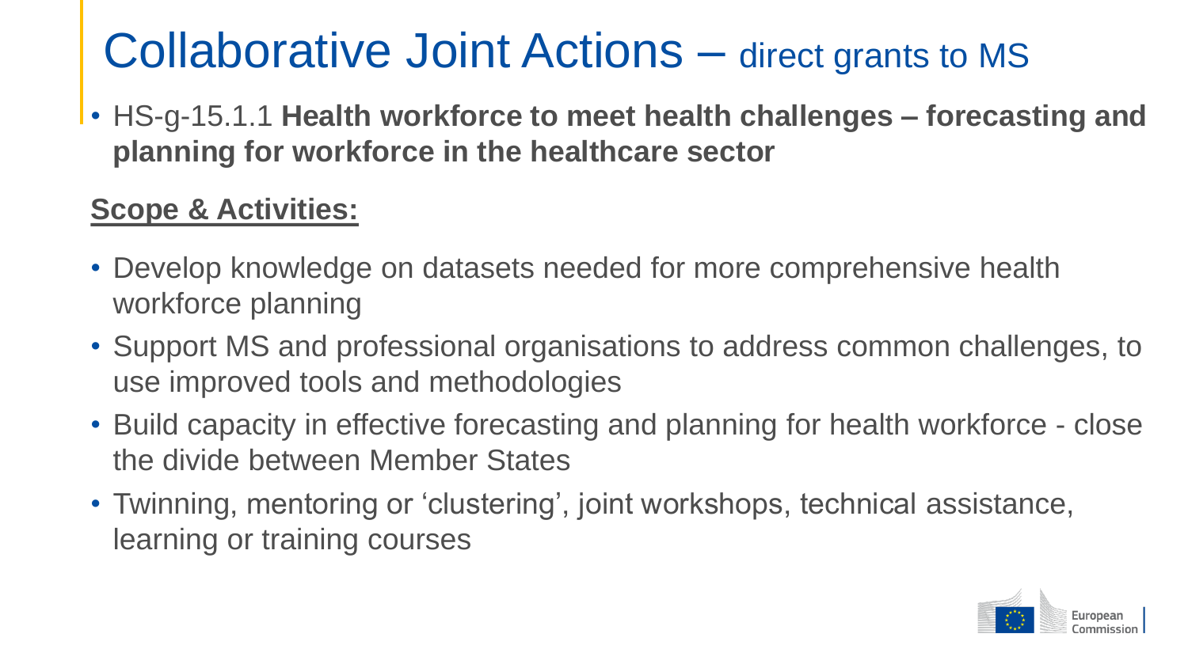# Collaborative Joint Actions – direct grants to MS

- HS-g-15.1.1 **Health workforce to meet health challenges – forecasting and planning for workforce in the healthcare sector**

**Scope & Activities:**

- Develop knowledge on datasets needed for more comprehensive health workforce planning
- Support MS and professional organisations to address common challenges, to use improved tools and methodologies
- Build capacity in effective forecasting and planning for health workforce - close the divide between Member States
- Twinning, mentoring or 'clustering', joint workshops, technical assistance, learning or training courses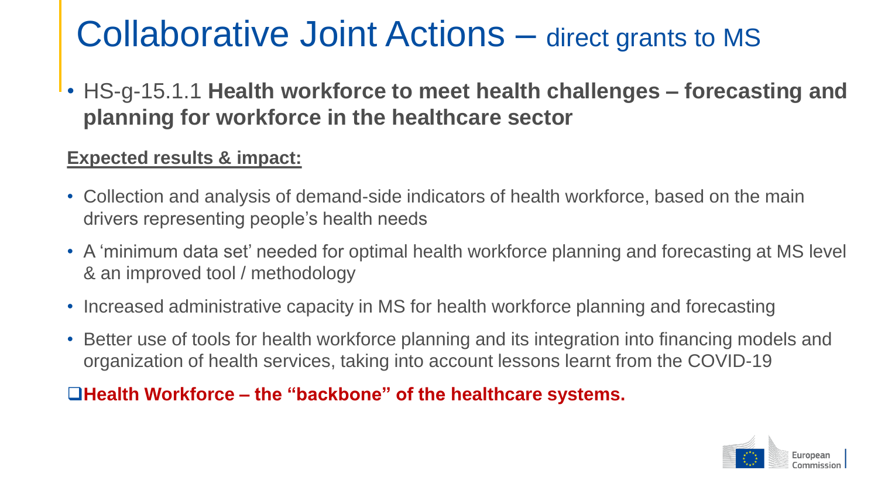# Collaborative Joint Actions – direct grants to MS

- HS-g-15.1.1 **Health workforce to meet health challenges – forecasting and planning for workforce in the healthcare sector**

**Expected results & impact:**

- Collection and analysis of demand-side indicators of health workforce, based on the main drivers representing people's health needs
- A 'minimum data set' needed for optimal health workforce planning and forecasting at MS level & an improved tool / methodology
- Increased administrative capacity in MS for health workforce planning and forecasting
- Better use of tools for health workforce planning and its integration into financing models and organization of health services, taking into account lessons learnt from the COVID-19

❑ **Health Workforce – the "backbone" of the healthcare systems.**